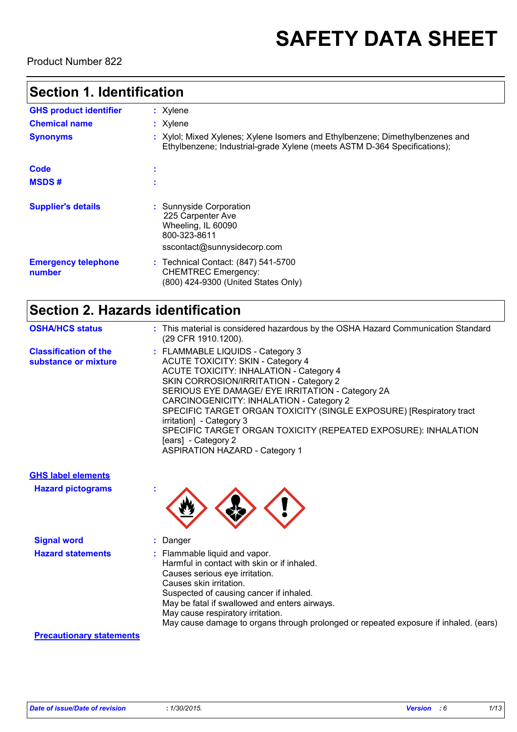# SAFETY DATA SHEET

Product Number 822

## Section 1. Identification

| | | |
|---|---|---|
| **GHS product identifier** | : | Xylene |
| **Chemical name** | : | Xylene |
| **Synonyms** | : | Xylol; Mixed Xylenes; Xylene Isomers and Ethylbenzene; Dimethylbenzenes and Ethylbenzene; Industrial-grade Xylene (meets ASTM D-364 Specifications); |
| **Code** | : | |
| **MSDS #** | : | |
| **Supplier's details** | : | Sunnyside Corporation<br>225 Carpenter Ave<br>Wheeling, IL 60090<br>800-323-8611<br>sscontact@sunnysidecorp.com |
| **Emergency telephone number** | : | Technical Contact: (847) 541-5700<br>CHEMTREC Emergency:<br>(800) 424-9300 (United States Only) |

## Section 2. Hazards identification

| | | |
|---|---|---|
| **OSHA/HCS status** | : | This material is considered hazardous by the OSHA Hazard Communication Standard (29 CFR 1910.1200). |
| **Classification of the substance or mixture** | : | FLAMMABLE LIQUIDS - Category 3<br>ACUTE TOXICITY: SKIN - Category 4<br>ACUTE TOXICITY: INHALATION - Category 4<br>SKIN CORROSION/IRRITATION - Category 2<br>SERIOUS EYE DAMAGE/ EYE IRRITATION - Category 2A<br>CARCINOGENICITY: INHALATION - Category 2<br>SPECIFIC TARGET ORGAN TOXICITY (SINGLE EXPOSURE) [Respiratory tract irritation] - Category 3<br>SPECIFIC TARGET ORGAN TOXICITY (REPEATED EXPOSURE): INHALATION [ears] - Category 2<br>ASPIRATION HAZARD - Category 1 |

**GHS label elements**

| | | |
|---|---|---|
| **Hazard pictograms** | : | |
| **Signal word** | : | Danger |
| **Hazard statements** | : | Flammable liquid and vapor.<br>Harmful in contact with skin or if inhaled.<br>Causes serious eye irritation.<br>Causes skin irritation.<br>Suspected of causing cancer if inhaled.<br>May be fatal if swallowed and enters airways.<br>May cause respiratory irritation.<br>May cause damage to organs through prolonged or repeated exposure if inhaled. (ears) |

**Precautionary statements**

Date of issue/Date of revision : 1/30/2015. Version : 6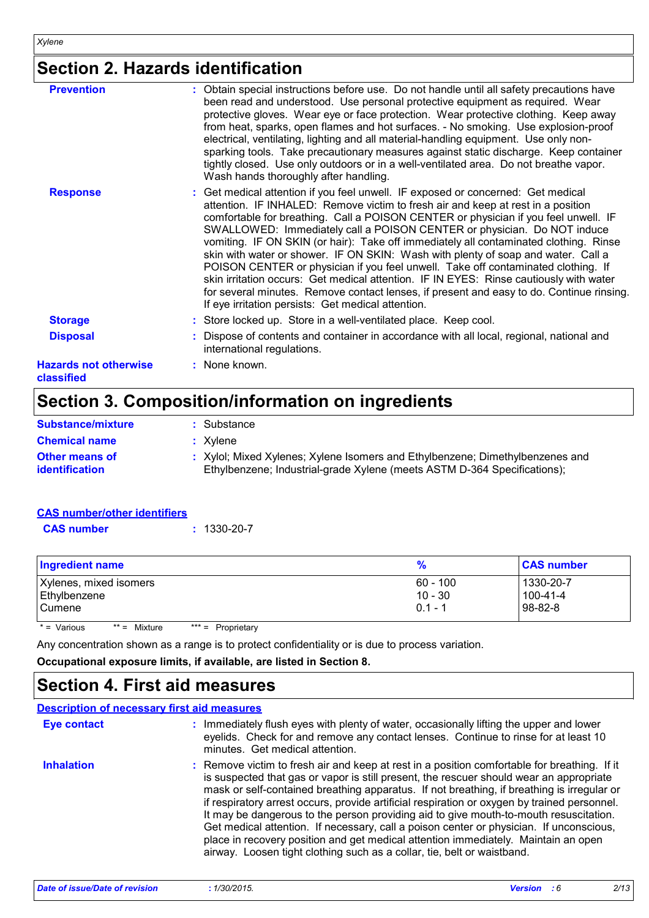## Section 2. Hazards identification

**Prevention** : Obtain special instructions before use. Do not handle until all safety precautions have been read and understood. Use personal protective equipment as required. Wear protective gloves. Wear eye or face protection. Wear protective clothing. Keep away from heat, sparks, open flames and hot surfaces. - No smoking. Use explosion-proof electrical, ventilating, lighting and all material-handling equipment. Use only non-sparking tools. Take precautionary measures against static discharge. Keep container tightly closed. Use only outdoors or in a well-ventilated area. Do not breathe vapor. Wash hands thoroughly after handling.

**Response** : Get medical attention if you feel unwell. IF exposed or concerned: Get medical attention. IF INHALED: Remove victim to fresh air and keep at rest in a position comfortable for breathing. Call a POISON CENTER or physician if you feel unwell. IF SWALLOWED: Immediately call a POISON CENTER or physician. Do NOT induce vomiting. IF ON SKIN (or hair): Take off immediately all contaminated clothing. Rinse skin with water or shower. IF ON SKIN: Wash with plenty of soap and water. Call a POISON CENTER or physician if you feel unwell. Take off contaminated clothing. If skin irritation occurs: Get medical attention. IF IN EYES: Rinse cautiously with water for several minutes. Remove contact lenses, if present and easy to do. Continue rinsing. If eye irritation persists: Get medical attention.

**Storage** : Store locked up. Store in a well-ventilated place. Keep cool.

**Disposal** : Dispose of contents and container in accordance with all local, regional, national and international regulations.

**Hazards not otherwise classified** : None known.

## Section 3. Composition/information on ingredients

**Substance/mixture** : Substance

**Chemical name** : Xylene

**Other means of identification** : Xylol; Mixed Xylenes; Xylene Isomers and Ethylbenzene; Dimethylbenzenes and Ethylbenzene; Industrial-grade Xylene (meets ASTM D-364 Specifications);

**CAS number/other identifiers**

**CAS number** : 1330-20-7

| Ingredient name | % | CAS number |
|---|---|---|
| Xylenes, mixed isomers | 60 - 100 | 1330-20-7 |
| Ethylbenzene | 10 - 30 | 100-41-4 |
| Cumene | 0.1 - 1 | 98-82-8 |

\* = Various    ** = Mixture    *** = Proprietary

Any concentration shown as a range is to protect confidentiality or is due to process variation.

**Occupational exposure limits, if available, are listed in Section 8.**

## Section 4. First aid measures

**Description of necessary first aid measures**

**Eye contact** : Immediately flush eyes with plenty of water, occasionally lifting the upper and lower eyelids. Check for and remove any contact lenses. Continue to rinse for at least 10 minutes. Get medical attention.

**Inhalation** : Remove victim to fresh air and keep at rest in a position comfortable for breathing. If it is suspected that gas or vapor is still present, the rescuer should wear an appropriate mask or self-contained breathing apparatus. If not breathing, if breathing is irregular or if respiratory arrest occurs, provide artificial respiration or oxygen by trained personnel. It may be dangerous to the person providing aid to give mouth-to-mouth resuscitation. Get medical attention. If necessary, call a poison center or physician. If unconscious, place in recovery position and get medical attention immediately. Maintain an open airway. Loosen tight clothing such as a collar, tie, belt or waistband.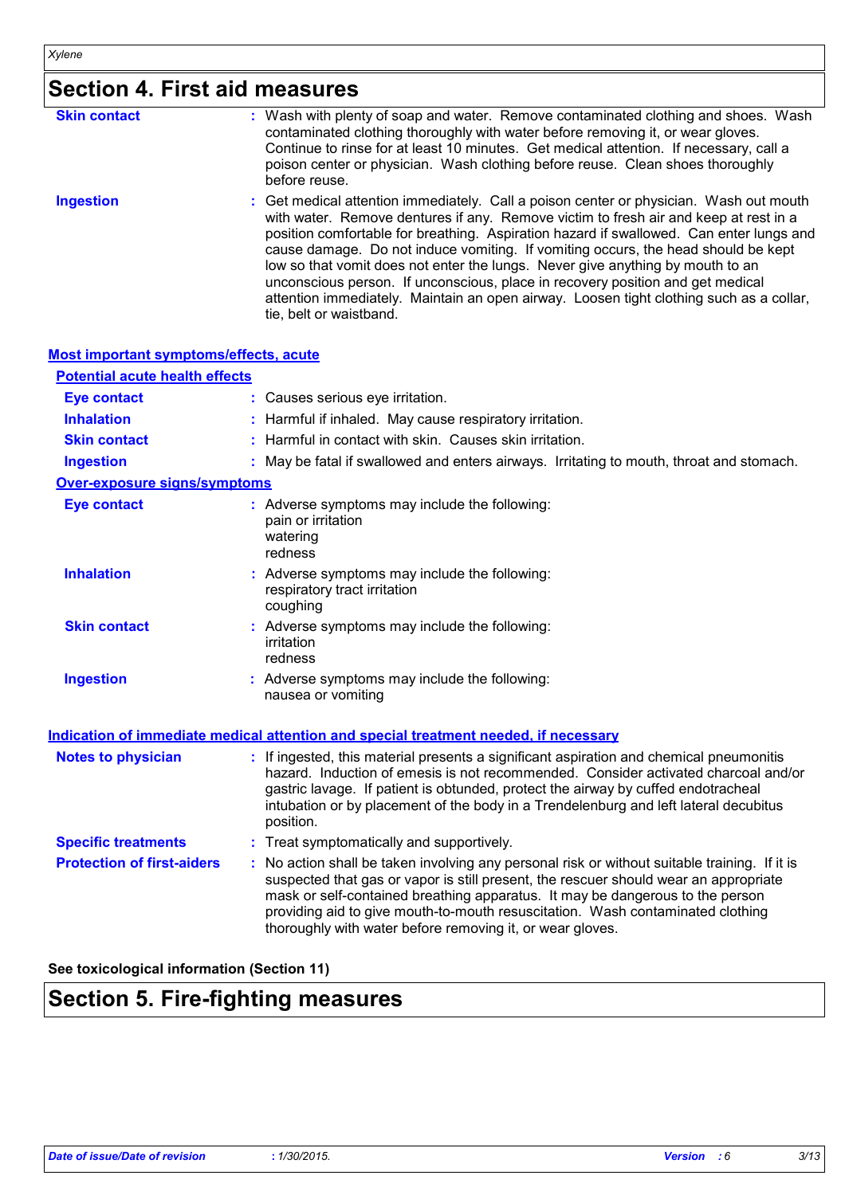## Section 4. First aid measures

**Skin contact** : Wash with plenty of soap and water. Remove contaminated clothing and shoes. Wash contaminated clothing thoroughly with water before removing it, or wear gloves. Continue to rinse for at least 10 minutes. Get medical attention. If necessary, call a poison center or physician. Wash clothing before reuse. Clean shoes thoroughly before reuse.

**Ingestion** : Get medical attention immediately. Call a poison center or physician. Wash out mouth with water. Remove dentures if any. Remove victim to fresh air and keep at rest in a position comfortable for breathing. Aspiration hazard if swallowed. Can enter lungs and cause damage. Do not induce vomiting. If vomiting occurs, the head should be kept low so that vomit does not enter the lungs. Never give anything by mouth to an unconscious person. If unconscious, place in recovery position and get medical attention immediately. Maintain an open airway. Loosen tight clothing such as a collar, tie, belt or waistband.

### Most important symptoms/effects, acute

#### Potential acute health effects

**Eye contact** : Causes serious eye irritation.

**Inhalation** : Harmful if inhaled. May cause respiratory irritation.

**Skin contact** : Harmful in contact with skin. Causes skin irritation.

**Ingestion** : May be fatal if swallowed and enters airways. Irritating to mouth, throat and stomach.

#### Over-exposure signs/symptoms

**Eye contact** : Adverse symptoms may include the following:
pain or irritation
watering
redness

**Inhalation** : Adverse symptoms may include the following:
respiratory tract irritation
coughing

**Skin contact** : Adverse symptoms may include the following:
irritation
redness

**Ingestion** : Adverse symptoms may include the following:
nausea or vomiting

### Indication of immediate medical attention and special treatment needed, if necessary

**Notes to physician** : If ingested, this material presents a significant aspiration and chemical pneumonitis hazard. Induction of emesis is not recommended. Consider activated charcoal and/or gastric lavage. If patient is obtunded, protect the airway by cuffed endotracheal intubation or by placement of the body in a Trendelenburg and left lateral decubitus position.

**Specific treatments** : Treat symptomatically and supportively.

**Protection of first-aiders** : No action shall be taken involving any personal risk or without suitable training. If it is suspected that gas or vapor is still present, the rescuer should wear an appropriate mask or self-contained breathing apparatus. It may be dangerous to the person providing aid to give mouth-to-mouth resuscitation. Wash contaminated clothing thoroughly with water before removing it, or wear gloves.

**See toxicological information (Section 11)**

## Section 5. Fire-fighting measures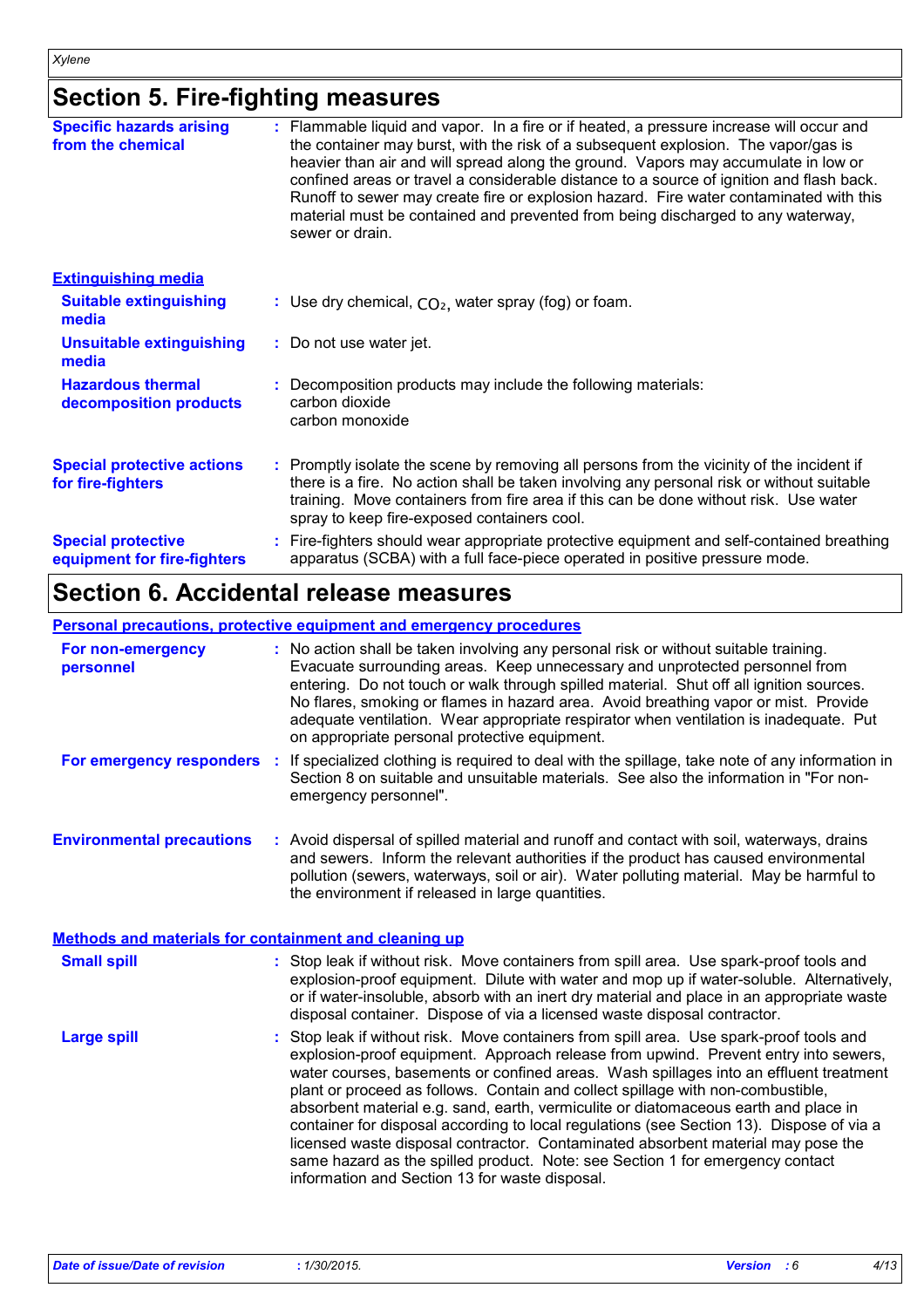## Section 5. Fire-fighting measures

**Specific hazards arising from the chemical** : Flammable liquid and vapor. In a fire or if heated, a pressure increase will occur and the container may burst, with the risk of a subsequent explosion. The vapor/gas is heavier than air and will spread along the ground. Vapors may accumulate in low or confined areas or travel a considerable distance to a source of ignition and flash back. Runoff to sewer may create fire or explosion hazard. Fire water contaminated with this material must be contained and prevented from being discharged to any waterway, sewer or drain.

### Extinguishing media

**Suitable extinguishing media** : Use dry chemical, $CO_2$, water spray (fog) or foam.

**Unsuitable extinguishing media** : Do not use water jet.

**Hazardous thermal decomposition products** : Decomposition products may include the following materials:
carbon dioxide
carbon monoxide

**Special protective actions for fire-fighters** : Promptly isolate the scene by removing all persons from the vicinity of the incident if there is a fire. No action shall be taken involving any personal risk or without suitable training. Move containers from fire area if this can be done without risk. Use water spray to keep fire-exposed containers cool.

**Special protective equipment for fire-fighters** : Fire-fighters should wear appropriate protective equipment and self-contained breathing apparatus (SCBA) with a full face-piece operated in positive pressure mode.

## Section 6. Accidental release measures

### Personal precautions, protective equipment and emergency procedures

**For non-emergency personnel** : No action shall be taken involving any personal risk or without suitable training. Evacuate surrounding areas. Keep unnecessary and unprotected personnel from entering. Do not touch or walk through spilled material. Shut off all ignition sources. No flares, smoking or flames in hazard area. Avoid breathing vapor or mist. Provide adequate ventilation. Wear appropriate respirator when ventilation is inadequate. Put on appropriate personal protective equipment.

**For emergency responders** : If specialized clothing is required to deal with the spillage, take note of any information in Section 8 on suitable and unsuitable materials. See also the information in "For non-emergency personnel".

**Environmental precautions** : Avoid dispersal of spilled material and runoff and contact with soil, waterways, drains and sewers. Inform the relevant authorities if the product has caused environmental pollution (sewers, waterways, soil or air). Water polluting material. May be harmful to the environment if released in large quantities.

### Methods and materials for containment and cleaning up

**Small spill** : Stop leak if without risk. Move containers from spill area. Use spark-proof tools and explosion-proof equipment. Dilute with water and mop up if water-soluble. Alternatively, or if water-insoluble, absorb with an inert dry material and place in an appropriate waste disposal container. Dispose of via a licensed waste disposal contractor.

**Large spill** : Stop leak if without risk. Move containers from spill area. Use spark-proof tools and explosion-proof equipment. Approach release from upwind. Prevent entry into sewers, water courses, basements or confined areas. Wash spillages into an effluent treatment plant or proceed as follows. Contain and collect spillage with non-combustible, absorbent material e.g. sand, earth, vermiculite or diatomaceous earth and place in container for disposal according to local regulations (see Section 13). Dispose of via a licensed waste disposal contractor. Contaminated absorbent material may pose the same hazard as the spilled product. Note: see Section 1 for emergency contact information and Section 13 for waste disposal.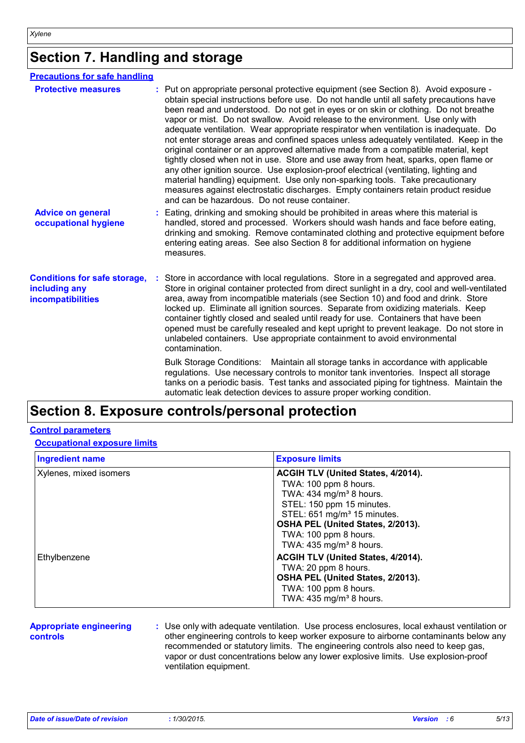# Section 7. Handling and storage

## Precautions for safe handling

**Protective measures** : Put on appropriate personal protective equipment (see Section 8). Avoid exposure - obtain special instructions before use. Do not handle until all safety precautions have been read and understood. Do not get in eyes or on skin or clothing. Do not breathe vapor or mist. Do not swallow. Avoid release to the environment. Use only with adequate ventilation. Wear appropriate respirator when ventilation is inadequate. Do not enter storage areas and confined spaces unless adequately ventilated. Keep in the original container or an approved alternative made from a compatible material, kept tightly closed when not in use. Store and use away from heat, sparks, open flame or any other ignition source. Use explosion-proof electrical (ventilating, lighting and material handling) equipment. Use only non-sparking tools. Take precautionary measures against electrostatic discharges. Empty containers retain product residue and can be hazardous. Do not reuse container.

**Advice on general occupational hygiene** : Eating, drinking and smoking should be prohibited in areas where this material is handled, stored and processed. Workers should wash hands and face before eating, drinking and smoking. Remove contaminated clothing and protective equipment before entering eating areas. See also Section 8 for additional information on hygiene measures.

**Conditions for safe storage, including any incompatibilities** : Store in accordance with local regulations. Store in a segregated and approved area. Store in original container protected from direct sunlight in a dry, cool and well-ventilated area, away from incompatible materials (see Section 10) and food and drink. Store locked up. Eliminate all ignition sources. Separate from oxidizing materials. Keep container tightly closed and sealed until ready for use. Containers that have been opened must be carefully resealed and kept upright to prevent leakage. Do not store in unlabeled containers. Use appropriate containment to avoid environmental contamination.

Bulk Storage Conditions: Maintain all storage tanks in accordance with applicable regulations. Use necessary controls to monitor tank inventories. Inspect all storage tanks on a periodic basis. Test tanks and associated piping for tightness. Maintain the automatic leak detection devices to assure proper working condition.

# Section 8. Exposure controls/personal protection

## Control parameters

### Occupational exposure limits

| Ingredient name | Exposure limits |
|---|---|
| Xylenes, mixed isomers | **ACGIH TLV (United States, 4/2014).**<br>TWA: 100 ppm 8 hours.<br>TWA: 434 mg/m³ 8 hours.<br>STEL: 150 ppm 15 minutes.<br>STEL: 651 mg/m³ 15 minutes.<br>**OSHA PEL (United States, 2/2013).**<br>TWA: 100 ppm 8 hours.<br>TWA: 435 mg/m³ 8 hours. |
| Ethylbenzene | **ACGIH TLV (United States, 4/2014).**<br>TWA: 20 ppm 8 hours.<br>**OSHA PEL (United States, 2/2013).**<br>TWA: 100 ppm 8 hours.<br>TWA: 435 mg/m³ 8 hours. |

**Appropriate engineering controls** : Use only with adequate ventilation. Use process enclosures, local exhaust ventilation or other engineering controls to keep worker exposure to airborne contaminants below any recommended or statutory limits. The engineering controls also need to keep gas, vapor or dust concentrations below any lower explosive limits. Use explosion-proof ventilation equipment.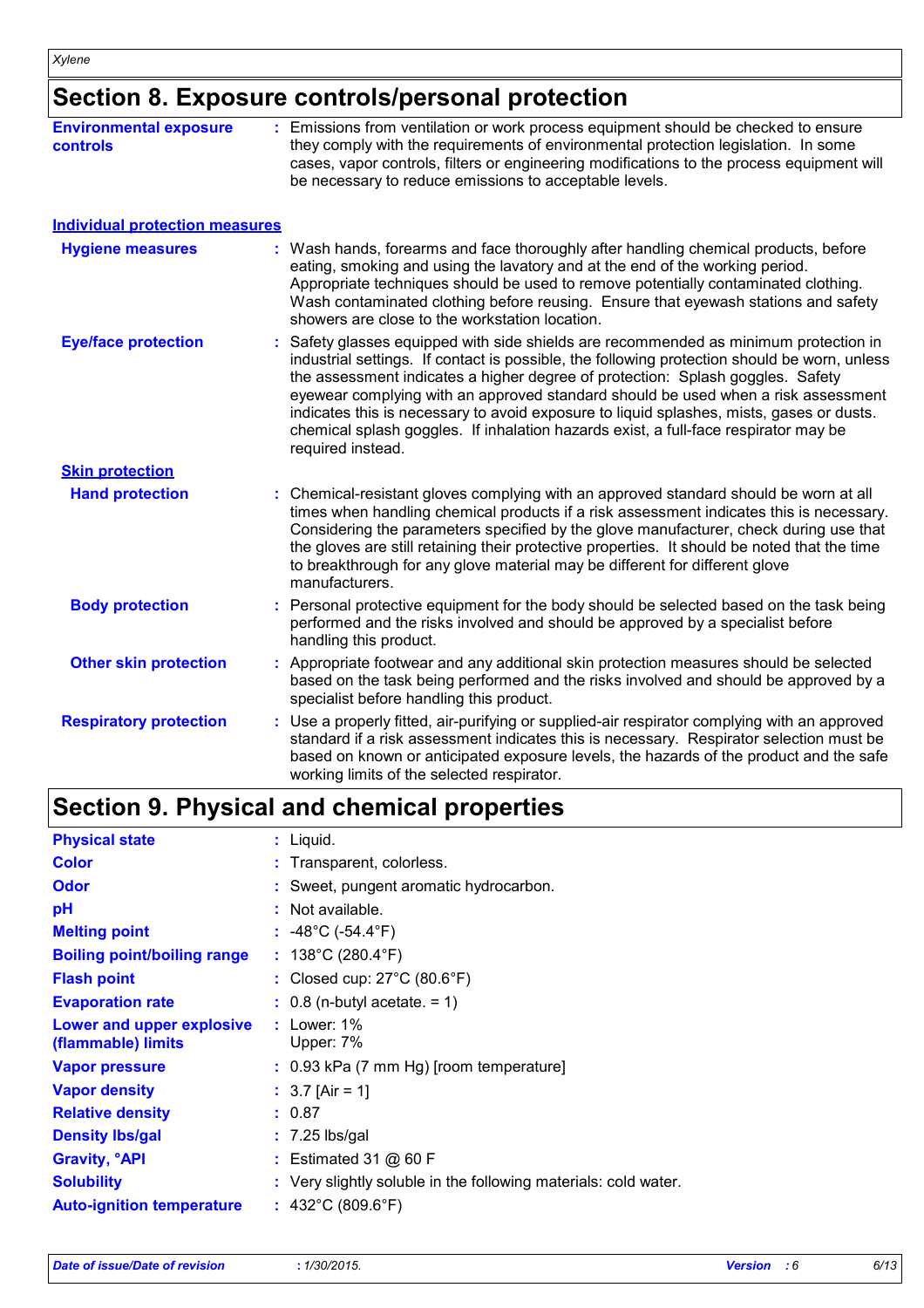## Section 8. Exposure controls/personal protection

**Environmental exposure controls** : Emissions from ventilation or work process equipment should be checked to ensure they comply with the requirements of environmental protection legislation. In some cases, vapor controls, filters or engineering modifications to the process equipment will be necessary to reduce emissions to acceptable levels.

### Individual protection measures

**Hygiene measures** : Wash hands, forearms and face thoroughly after handling chemical products, before eating, smoking and using the lavatory and at the end of the working period. Appropriate techniques should be used to remove potentially contaminated clothing. Wash contaminated clothing before reusing. Ensure that eyewash stations and safety showers are close to the workstation location.

**Eye/face protection** : Safety glasses equipped with side shields are recommended as minimum protection in industrial settings. If contact is possible, the following protection should be worn, unless the assessment indicates a higher degree of protection: Splash goggles. Safety eyewear complying with an approved standard should be used when a risk assessment indicates this is necessary to avoid exposure to liquid splashes, mists, gases or dusts. chemical splash goggles. If inhalation hazards exist, a full-face respirator may be required instead.

#### Skin protection

**Hand protection** : Chemical-resistant gloves complying with an approved standard should be worn at all times when handling chemical products if a risk assessment indicates this is necessary. Considering the parameters specified by the glove manufacturer, check during use that the gloves are still retaining their protective properties. It should be noted that the time to breakthrough for any glove material may be different for different glove manufacturers.

**Body protection** : Personal protective equipment for the body should be selected based on the task being performed and the risks involved and should be approved by a specialist before handling this product.

**Other skin protection** : Appropriate footwear and any additional skin protection measures should be selected based on the task being performed and the risks involved and should be approved by a specialist before handling this product.

**Respiratory protection** : Use a properly fitted, air-purifying or supplied-air respirator complying with an approved standard if a risk assessment indicates this is necessary. Respirator selection must be based on known or anticipated exposure levels, the hazards of the product and the safe working limits of the selected respirator.

## Section 9. Physical and chemical properties

**Physical state** : Liquid.

**Color** : Transparent, colorless.

**Odor** : Sweet, pungent aromatic hydrocarbon.

**pH** : Not available.

**Melting point** : -48°C (-54.4°F)

**Boiling point/boiling range** : 138°C (280.4°F)

**Flash point** : Closed cup: 27°C (80.6°F)

**Evaporation rate** : 0.8 (n-butyl acetate. = 1)

**Lower and upper explosive (flammable) limits** : Lower: 1%
Upper: 7%

**Vapor pressure** : 0.93 kPa (7 mm Hg) [room temperature]

**Vapor density** : 3.7 [Air = 1]

**Relative density** : 0.87

**Density lbs/gal** : 7.25 lbs/gal

**Gravity, °API** : Estimated 31 @ 60 F

**Solubility** : Very slightly soluble in the following materials: cold water.

**Auto-ignition temperature** : 432°C (809.6°F)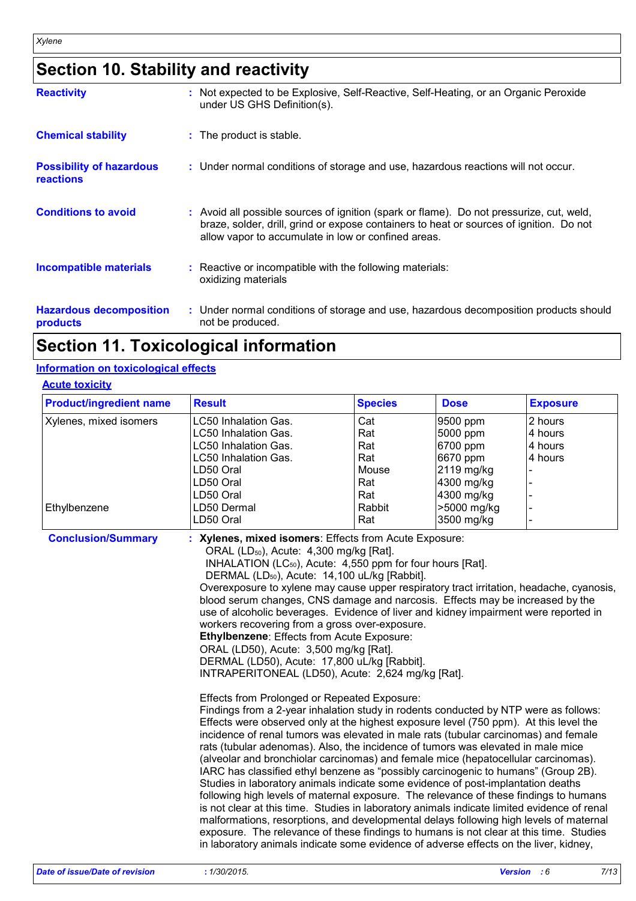## Section 10. Stability and reactivity

**Reactivity** : Not expected to be Explosive, Self-Reactive, Self-Heating, or an Organic Peroxide under US GHS Definition(s).

**Chemical stability** : The product is stable.

**Possibility of hazardous reactions** : Under normal conditions of storage and use, hazardous reactions will not occur.

**Conditions to avoid** : Avoid all possible sources of ignition (spark or flame). Do not pressurize, cut, weld, braze, solder, drill, grind or expose containers to heat or sources of ignition. Do not allow vapor to accumulate in low or confined areas.

**Incompatible materials** : Reactive or incompatible with the following materials: oxidizing materials

**Hazardous decomposition products** : Under normal conditions of storage and use, hazardous decomposition products should not be produced.

## Section 11. Toxicological information

### Information on toxicological effects

#### Acute toxicity

| Product/ingredient name | Result | Species | Dose | Exposure |
|---|---|---|---|---|
| Xylenes, mixed isomers | LC50 Inhalation Gas. | Cat | 9500 ppm | 2 hours |
| | LC50 Inhalation Gas. | Rat | 5000 ppm | 4 hours |
| | LC50 Inhalation Gas. | Rat | 6700 ppm | 4 hours |
| | LC50 Inhalation Gas. | Rat | 6670 ppm | 4 hours |
| | LD50 Oral | Mouse | 2119 mg/kg | - |
| | LD50 Oral | Rat | 4300 mg/kg | - |
| | LD50 Oral | Rat | 4300 mg/kg | - |
| Ethylbenzene | LD50 Dermal | Rabbit | >5000 mg/kg | - |
| | LD50 Oral | Rat | 3500 mg/kg | - |

**Conclusion/Summary** : **Xylenes, mixed isomers**: Effects from Acute Exposure:
ORAL ($LD_{50}$), Acute: 4,300 mg/kg [Rat].
INHALATION ($LC_{50}$), Acute: 4,550 ppm for four hours [Rat].
DERMAL ($LD_{50}$), Acute: 14,100 uL/kg [Rabbit].
Overexposure to xylene may cause upper respiratory tract irritation, headache, cyanosis, blood serum changes, CNS damage and narcosis. Effects may be increased by the use of alcoholic beverages. Evidence of liver and kidney impairment were reported in workers recovering from a gross over-exposure.
**Ethylbenzene**: Effects from Acute Exposure:
ORAL (LD50), Acute: 3,500 mg/kg [Rat].
DERMAL (LD50), Acute: 17,800 uL/kg [Rabbit].
INTRAPERITONEAL (LD50), Acute: 2,624 mg/kg [Rat].

Effects from Prolonged or Repeated Exposure:
Findings from a 2-year inhalation study in rodents conducted by NTP were as follows: Effects were observed only at the highest exposure level (750 ppm). At this level the incidence of renal tumors was elevated in male rats (tubular carcinomas) and female rats (tubular adenomas). Also, the incidence of tumors was elevated in male mice (alveolar and bronchiolar carcinomas) and female mice (hepatocellular carcinomas). IARC has classified ethyl benzene as "possibly carcinogenic to humans" (Group 2B). Studies in laboratory animals indicate some evidence of post-implantation deaths following high levels of maternal exposure. The relevance of these findings to humans is not clear at this time. Studies in laboratory animals indicate limited evidence of renal malformations, resorptions, and developmental delays following high levels of maternal exposure. The relevance of these findings to humans is not clear at this time. Studies in laboratory animals indicate some evidence of adverse effects on the liver, kidney,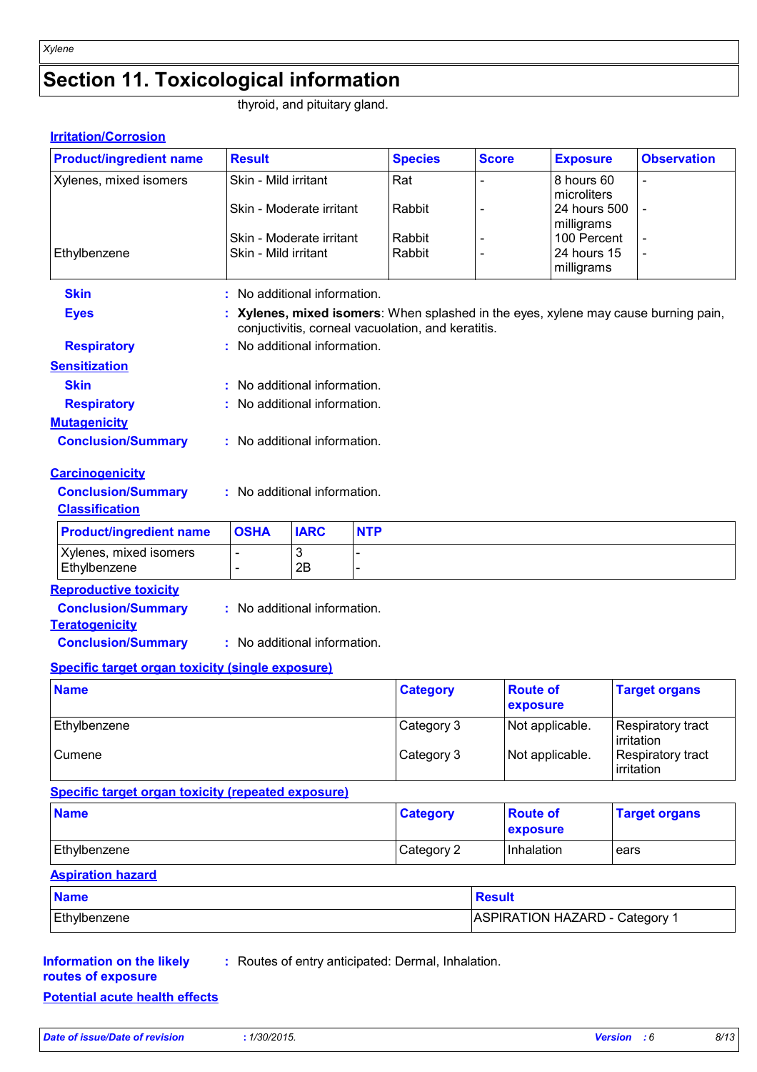## Section 11. Toxicological information

thyroid, and pituitary gland.

### Irritation/Corrosion

| Product/ingredient name | Result | Species | Score | Exposure | Observation |
|---|---|---|---|---|---|
| Xylenes, mixed isomers | Skin - Mild irritant | Rat | - | 8 hours 60 microliters | - |
| | Skin - Moderate irritant | Rabbit | - | 24 hours 500 milligrams | - |
| | Skin - Moderate irritant | Rabbit | - | 100 Percent | - |
| Ethylbenzene | Skin - Mild irritant | Rabbit | - | 24 hours 15 milligrams | - |

**Skin** : No additional information.

**Eyes** : **Xylenes, mixed isomers**: When splashed in the eyes, xylene may cause burning pain, conjuctivitis, corneal vacuolation, and keratitis.

**Respiratory** : No additional information.

### Sensitization

**Skin** : No additional information.

**Respiratory** : No additional information.

### Mutagenicity

**Conclusion/Summary** : No additional information.

### Carcinogenicity

**Conclusion/Summary** : No additional information.

**Classification**

| Product/ingredient name | OSHA | IARC | NTP |
|---|---|---|---|
| Xylenes, mixed isomers | - | 3 | - |
| Ethylbenzene | - | 2B | - |

### Reproductive toxicity

**Conclusion/Summary** : No additional information.

### Teratogenicity

**Conclusion/Summary** : No additional information.

### Specific target organ toxicity (single exposure)

| Name | Category | Route of exposure | Target organs |
|---|---|---|---|
| Ethylbenzene | Category 3 | Not applicable. | Respiratory tract irritation |
| Cumene | Category 3 | Not applicable. | Respiratory tract irritation |

### Specific target organ toxicity (repeated exposure)

| Name | Category | Route of exposure | Target organs |
|---|---|---|---|
| Ethylbenzene | Category 2 | Inhalation | ears |

### Aspiration hazard

| Name | Result |
|---|---|
| Ethylbenzene | ASPIRATION HAZARD - Category 1 |

**Information on the likely routes of exposure** : Routes of entry anticipated: Dermal, Inhalation.

### Potential acute health effects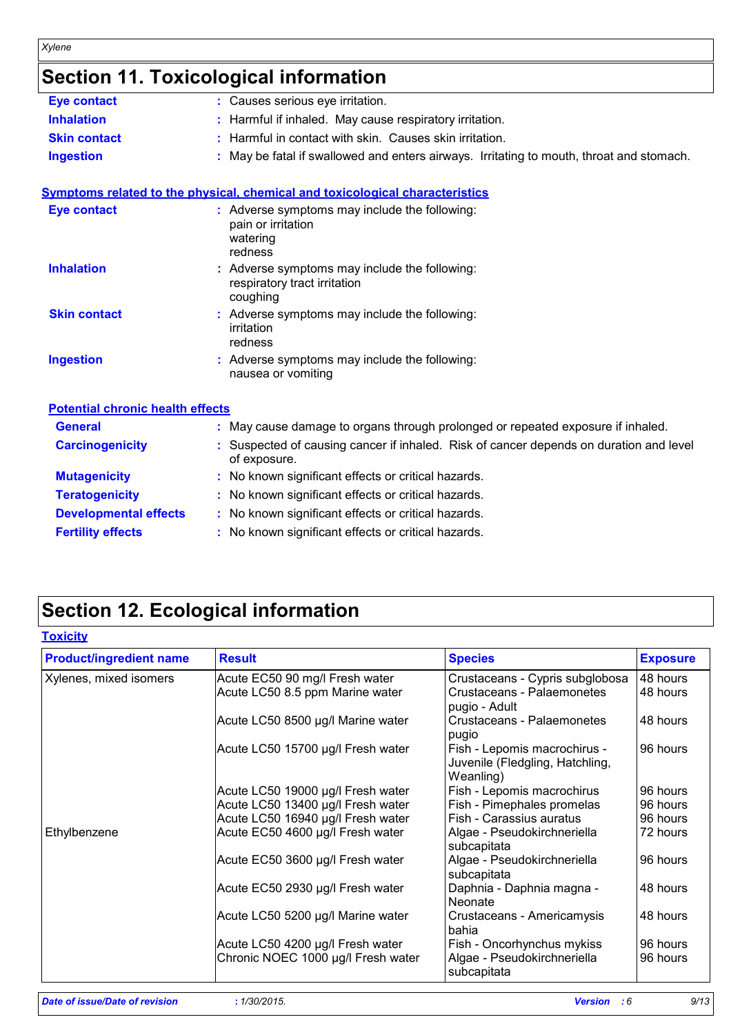## Section 11. Toxicological information

**Eye contact** : Causes serious eye irritation.

**Inhalation** : Harmful if inhaled. May cause respiratory irritation.

**Skin contact** : Harmful in contact with skin. Causes skin irritation.

**Ingestion** : May be fatal if swallowed and enters airways. Irritating to mouth, throat and stomach.

### Symptoms related to the physical, chemical and toxicological characteristics

**Eye contact** : Adverse symptoms may include the following:
pain or irritation
watering
redness

**Inhalation** : Adverse symptoms may include the following:
respiratory tract irritation
coughing

**Skin contact** : Adverse symptoms may include the following:
irritation
redness

**Ingestion** : Adverse symptoms may include the following:
nausea or vomiting

### Potential chronic health effects

**General** : May cause damage to organs through prolonged or repeated exposure if inhaled.

**Carcinogenicity** : Suspected of causing cancer if inhaled. Risk of cancer depends on duration and level of exposure.

**Mutagenicity** : No known significant effects or critical hazards.

**Teratogenicity** : No known significant effects or critical hazards.

**Developmental effects** : No known significant effects or critical hazards.

**Fertility effects** : No known significant effects or critical hazards.

## Section 12. Ecological information

### Toxicity

| Product/ingredient name | Result | Species | Exposure |
|---|---|---|---|
| Xylenes, mixed isomers | Acute EC50 90 mg/l Fresh water | Crustaceans - Cypris subglobosa | 48 hours |
| | Acute LC50 8.5 ppm Marine water | Crustaceans - Palaemonetes pugio - Adult | 48 hours |
| | Acute LC50 8500 µg/l Marine water | Crustaceans - Palaemonetes pugio | 48 hours |
| | Acute LC50 15700 µg/l Fresh water | Fish - Lepomis macrochirus - Juvenile (Fledgling, Hatchling, Weanling) | 96 hours |
| | Acute LC50 19000 µg/l Fresh water | Fish - Lepomis macrochirus | 96 hours |
| | Acute LC50 13400 µg/l Fresh water | Fish - Pimephales promelas | 96 hours |
| | Acute LC50 16940 µg/l Fresh water | Fish - Carassius auratus | 96 hours |
| Ethylbenzene | Acute EC50 4600 µg/l Fresh water | Algae - Pseudokirchneriella subcapitata | 72 hours |
| | Acute EC50 3600 µg/l Fresh water | Algae - Pseudokirchneriella subcapitata | 96 hours |
| | Acute EC50 2930 µg/l Fresh water | Daphnia - Daphnia magna - Neonate | 48 hours |
| | Acute LC50 5200 µg/l Marine water | Crustaceans - Americamysis bahia | 48 hours |
| | Acute LC50 4200 µg/l Fresh water | Fish - Oncorhynchus mykiss | 96 hours |
| | Chronic NOEC 1000 µg/l Fresh water | Algae - Pseudokirchneriella subcapitata | 96 hours |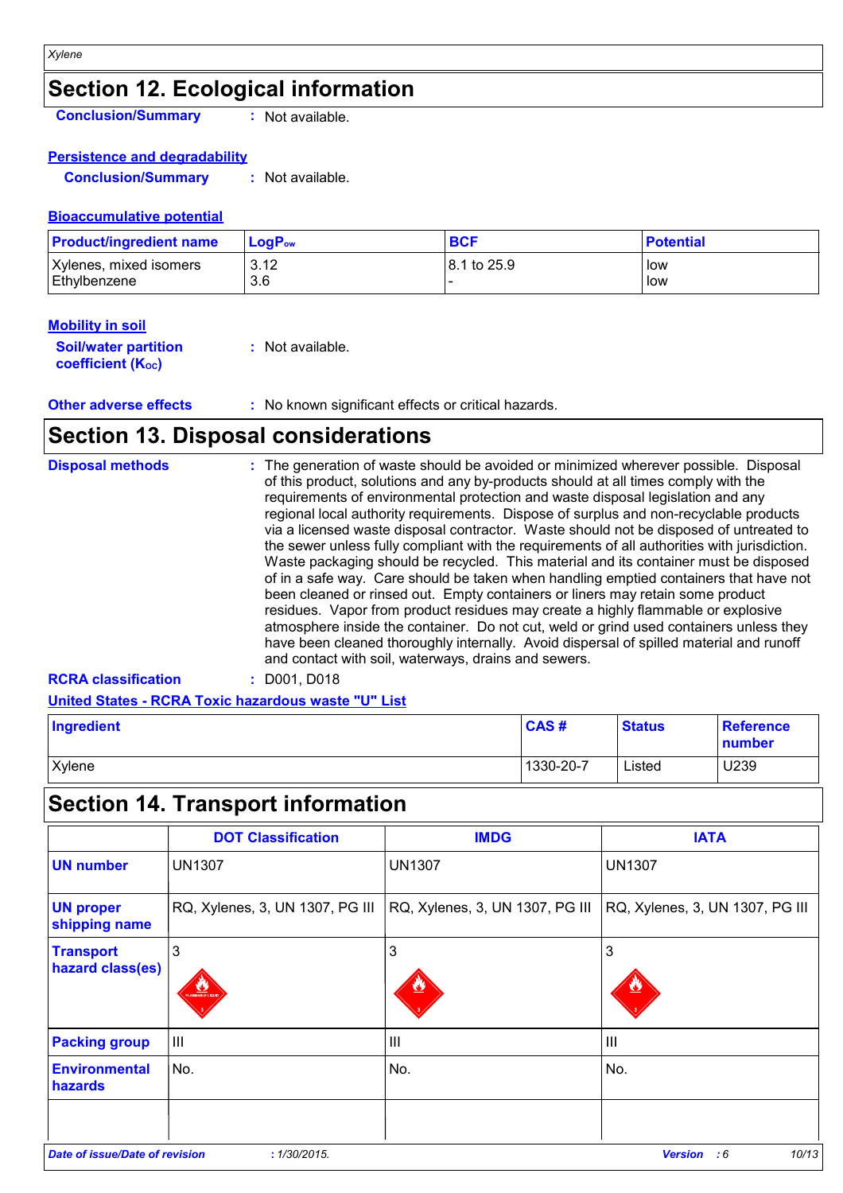## Section 12. Ecological information

**Conclusion/Summary** : Not available.

**Persistence and degradability**

**Conclusion/Summary** : Not available.

**Bioaccumulative potential**

| Product/ingredient name | $LogP_{ow}$ | BCF | Potential |
|---|---|---|---|
| Xylenes, mixed isomers | 3.12 | 8.1 to 25.9 | low |
| Ethylbenzene | 3.6 | - | low |

**Mobility in soil**

**Soil/water partition coefficient ($K_{OC}$)** : Not available.

**Other adverse effects** : No known significant effects or critical hazards.

## Section 13. Disposal considerations

**Disposal methods** : The generation of waste should be avoided or minimized wherever possible. Disposal of this product, solutions and any by-products should at all times comply with the requirements of environmental protection and waste disposal legislation and any regional local authority requirements. Dispose of surplus and non-recyclable products via a licensed waste disposal contractor. Waste should not be disposed of untreated to the sewer unless fully compliant with the requirements of all authorities with jurisdiction. Waste packaging should be recycled. This material and its container must be disposed of in a safe way. Care should be taken when handling emptied containers that have not been cleaned or rinsed out. Empty containers or liners may retain some product residues. Vapor from product residues may create a highly flammable or explosive atmosphere inside the container. Do not cut, weld or grind used containers unless they have been cleaned thoroughly internally. Avoid dispersal of spilled material and runoff and contact with soil, waterways, drains and sewers.

**RCRA classification** : D001, D018

**United States - RCRA Toxic hazardous waste "U" List**

| Ingredient | CAS # | Status | Reference number |
|---|---|---|---|
| Xylene | 1330-20-7 | Listed | U239 |

## Section 14. Transport information

| | DOT Classification | IMDG | IATA |
|---|---|---|---|
| **UN number** | UN1307 | UN1307 | UN1307 |
| **UN proper shipping name** | RQ, Xylenes, 3, UN 1307, PG III | RQ, Xylenes, 3, UN 1307, PG III | RQ, Xylenes, 3, UN 1307, PG III |
| **Transport hazard class(es)** | 3 | 3 | 3 |
| **Packing group** | III | III | III |
| **Environmental hazards** | No. | No. | No. |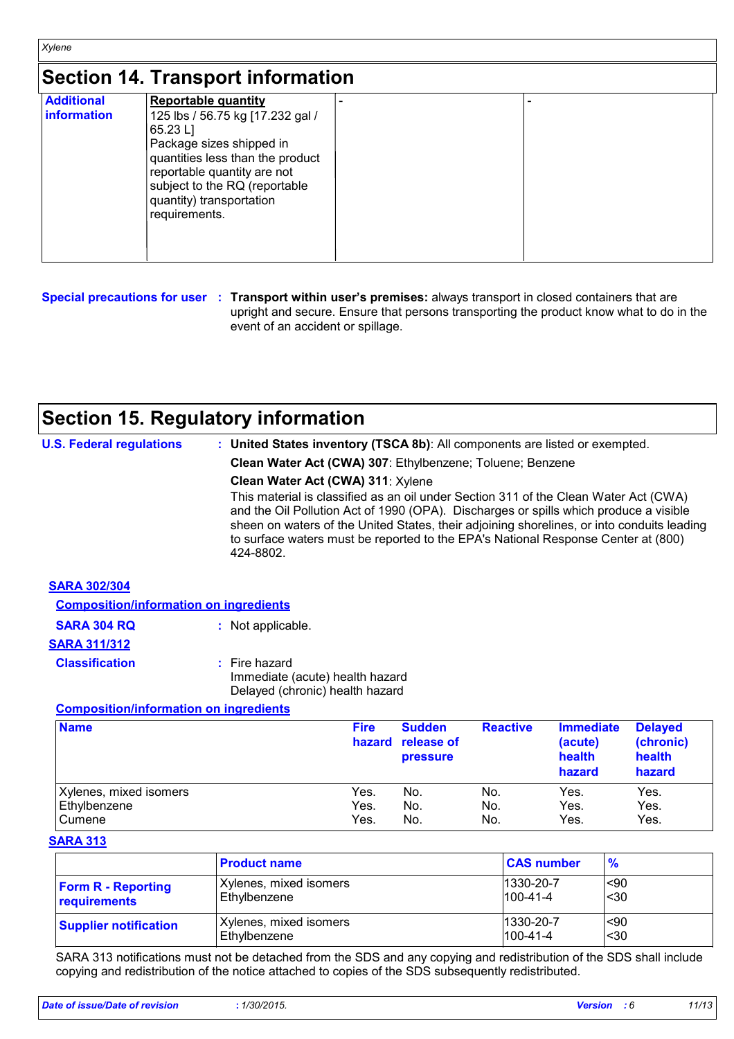## Section 14. Transport information

| | | | |
|---|---|---|---|
| **Additional information** | **Reportable quantity** 125 lbs / 56.75 kg [17.232 gal / 65.23 L] Package sizes shipped in quantities less than the product reportable quantity are not subject to the RQ (reportable quantity) transportation requirements. | - | - |

**Special precautions for user** : **Transport within user's premises:** always transport in closed containers that are upright and secure. Ensure that persons transporting the product know what to do in the event of an accident or spillage.

## Section 15. Regulatory information

**U.S. Federal regulations** : **United States inventory (TSCA 8b)**: All components are listed or exempted.

**Clean Water Act (CWA) 307**: Ethylbenzene; Toluene; Benzene

**Clean Water Act (CWA) 311**: Xylene

This material is classified as an oil under Section 311 of the Clean Water Act (CWA) and the Oil Pollution Act of 1990 (OPA). Discharges or spills which produce a visible sheen on waters of the United States, their adjoining shorelines, or into conduits leading to surface waters must be reported to the EPA's National Response Center at (800) 424-8802.

**SARA 302/304**

**Composition/information on ingredients**

**SARA 304 RQ** : Not applicable.

**SARA 311/312**

**Classification** : Fire hazard
Immediate (acute) health hazard
Delayed (chronic) health hazard

**Composition/information on ingredients**

| Name | Fire hazard | Sudden release of pressure | Reactive | Immediate (acute) health hazard | Delayed (chronic) health hazard |
|---|---|---|---|---|---|
| Xylenes, mixed isomers | Yes. | No. | No. | Yes. | Yes. |
| Ethylbenzene | Yes. | No. | No. | Yes. | Yes. |
| Cumene | Yes. | No. | No. | Yes. | Yes. |

**SARA 313**

| | Product name | CAS number | % |
|---|---|---|---|
| **Form R - Reporting requirements** | Xylenes, mixed isomers<br>Ethylbenzene | 1330-20-7<br>100-41-4 | <90<br><30 |
| **Supplier notification** | Xylenes, mixed isomers<br>Ethylbenzene | 1330-20-7<br>100-41-4 | <90<br><30 |

SARA 313 notifications must not be detached from the SDS and any copying and redistribution of the SDS shall include copying and redistribution of the notice attached to copies of the SDS subsequently redistributed.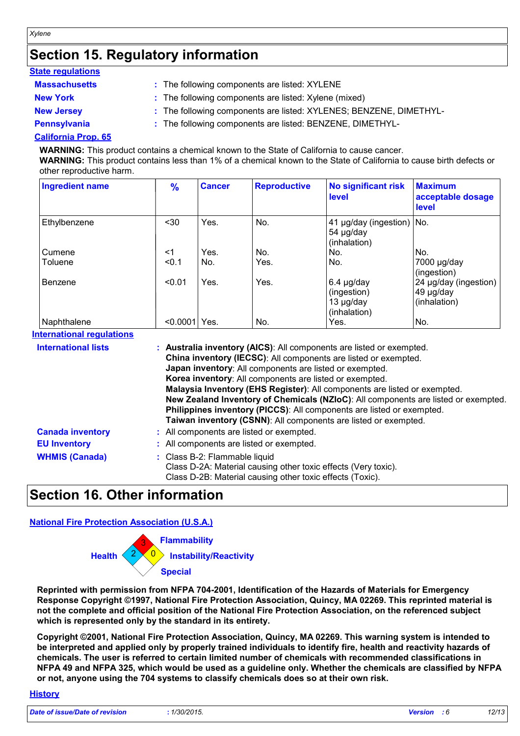# Section 15. Regulatory information

**State regulations**

| | |
|---|---|
| **Massachusetts** | : The following components are listed: XYLENE |
| **New York** | : The following components are listed: Xylene (mixed) |
| **New Jersey** | : The following components are listed: XYLENES; BENZENE, DIMETHYL- |
| **Pennsylvania** | : The following components are listed: BENZENE, DIMETHYL- |

**California Prop. 65**

**WARNING:** This product contains a chemical known to the State of California to cause cancer.
**WARNING:** This product contains less than 1% of a chemical known to the State of California to cause birth defects or other reproductive harm.

| Ingredient name | % | Cancer | Reproductive | No significant risk level | Maximum acceptable dosage level |
|---|---|---|---|---|---|
| Ethylbenzene | <30 | Yes. | No. | 41 µg/day (ingestion) 54 µg/day (inhalation) | No. |
| Cumene | <1 | Yes. | No. | No. | No. |
| Toluene | <0.1 | No. | Yes. | No. | 7000 µg/day (ingestion) |
| Benzene | <0.01 | Yes. | Yes. | 6.4 µg/day (ingestion) 13 µg/day (inhalation) | 24 µg/day (ingestion) 49 µg/day (inhalation) |
| Naphthalene | <0.0001 | Yes. | No. | Yes. | No. |

**International regulations**

**International lists** :
**Australia inventory (AICS)**: All components are listed or exempted.
**China inventory (IECSC)**: All components are listed or exempted.
**Japan inventory**: All components are listed or exempted.
**Korea inventory**: All components are listed or exempted.
**Malaysia Inventory (EHS Register)**: All components are listed or exempted.
**New Zealand Inventory of Chemicals (NZIoC)**: All components are listed or exempted.
**Philippines inventory (PICCS)**: All components are listed or exempted.
**Taiwan inventory (CSNN)**: All components are listed or exempted.

**Canada inventory** : All components are listed or exempted.

**EU Inventory** : All components are listed or exempted.

**WHMIS (Canada)** : Class B-2: Flammable liquid
Class D-2A: Material causing other toxic effects (Very toxic).
Class D-2B: Material causing other toxic effects (Toxic).

# Section 16. Other information

**National Fire Protection Association (U.S.A.)**

Health: 2
Flammability: 3
Instability/Reactivity: 0
Special:

**Reprinted with permission from NFPA 704-2001, Identification of the Hazards of Materials for Emergency Response Copyright ©1997, National Fire Protection Association, Quincy, MA 02269. This reprinted material is not the complete and official position of the National Fire Protection Association, on the referenced subject which is represented only by the standard in its entirety.**

**Copyright ©2001, National Fire Protection Association, Quincy, MA 02269. This warning system is intended to be interpreted and applied only by properly trained individuals to identify fire, health and reactivity hazards of chemicals. The user is referred to certain limited number of chemicals with recommended classifications in NFPA 49 and NFPA 325, which would be used as a guideline only. Whether the chemicals are classified by NFPA or not, anyone using the 704 systems to classify chemicals does so at their own risk.**

**History**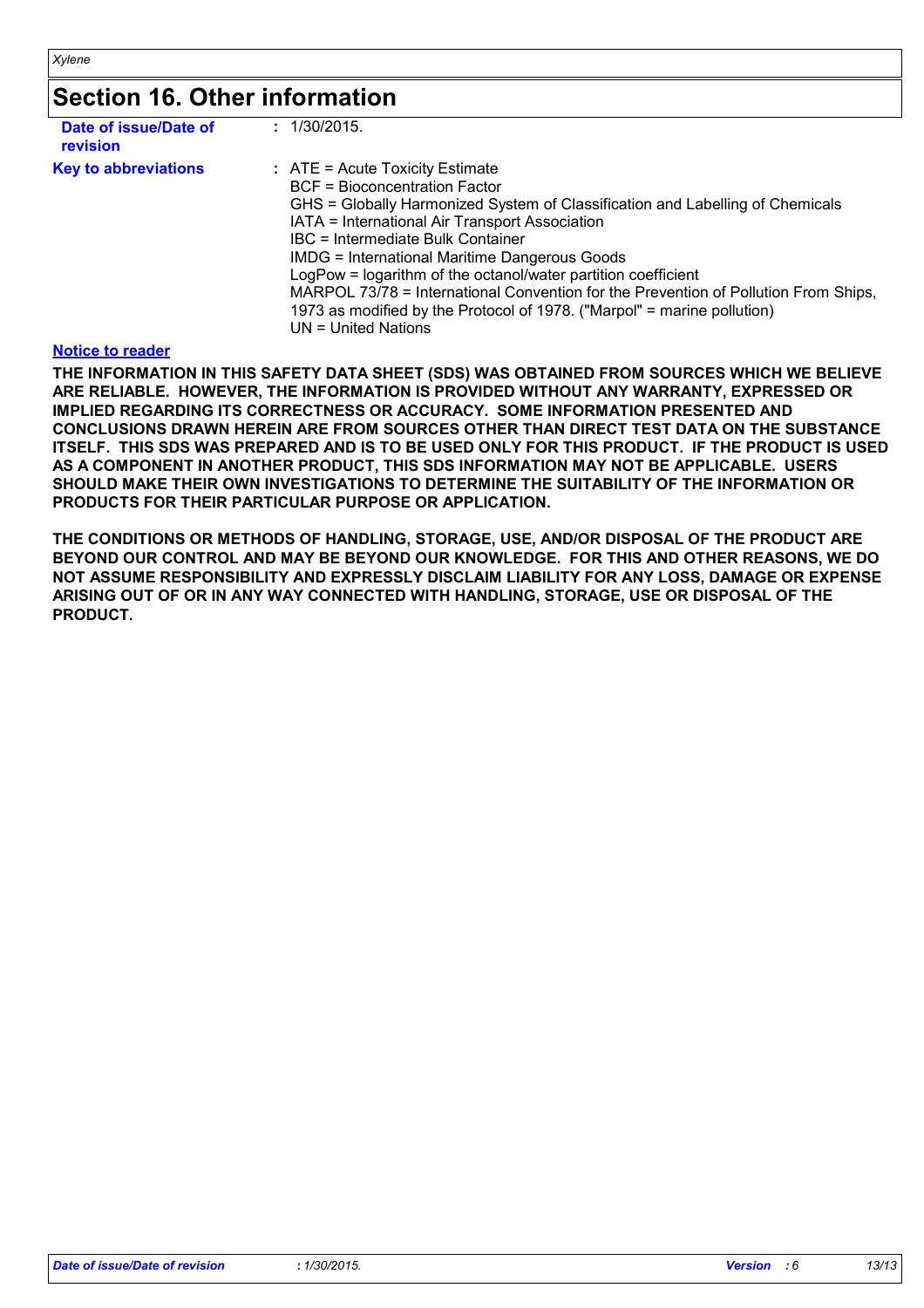## Section 16. Other information

| | |
|---|---|
| **Date of issue/Date of revision** | : 1/30/2015. |
| **Key to abbreviations** | : ATE = Acute Toxicity Estimate<br>BCF = Bioconcentration Factor<br>GHS = Globally Harmonized System of Classification and Labelling of Chemicals<br>IATA = International Air Transport Association<br>IBC = Intermediate Bulk Container<br>IMDG = International Maritime Dangerous Goods<br>LogPow = logarithm of the octanol/water partition coefficient<br>MARPOL 73/78 = International Convention for the Prevention of Pollution From Ships, 1973 as modified by the Protocol of 1978. ("Marpol" = marine pollution)<br>UN = United Nations |

**Notice to reader**

**THE INFORMATION IN THIS SAFETY DATA SHEET (SDS) WAS OBTAINED FROM SOURCES WHICH WE BELIEVE ARE RELIABLE. HOWEVER, THE INFORMATION IS PROVIDED WITHOUT ANY WARRANTY, EXPRESSED OR IMPLIED REGARDING ITS CORRECTNESS OR ACCURACY. SOME INFORMATION PRESENTED AND CONCLUSIONS DRAWN HEREIN ARE FROM SOURCES OTHER THAN DIRECT TEST DATA ON THE SUBSTANCE ITSELF. THIS SDS WAS PREPARED AND IS TO BE USED ONLY FOR THIS PRODUCT. IF THE PRODUCT IS USED AS A COMPONENT IN ANOTHER PRODUCT, THIS SDS INFORMATION MAY NOT BE APPLICABLE. USERS SHOULD MAKE THEIR OWN INVESTIGATIONS TO DETERMINE THE SUITABILITY OF THE INFORMATION OR PRODUCTS FOR THEIR PARTICULAR PURPOSE OR APPLICATION.**

**THE CONDITIONS OR METHODS OF HANDLING, STORAGE, USE, AND/OR DISPOSAL OF THE PRODUCT ARE BEYOND OUR CONTROL AND MAY BE BEYOND OUR KNOWLEDGE. FOR THIS AND OTHER REASONS, WE DO NOT ASSUME RESPONSIBILITY AND EXPRESSLY DISCLAIM LIABILITY FOR ANY LOSS, DAMAGE OR EXPENSE ARISING OUT OF OR IN ANY WAY CONNECTED WITH HANDLING, STORAGE, USE OR DISPOSAL OF THE PRODUCT.**